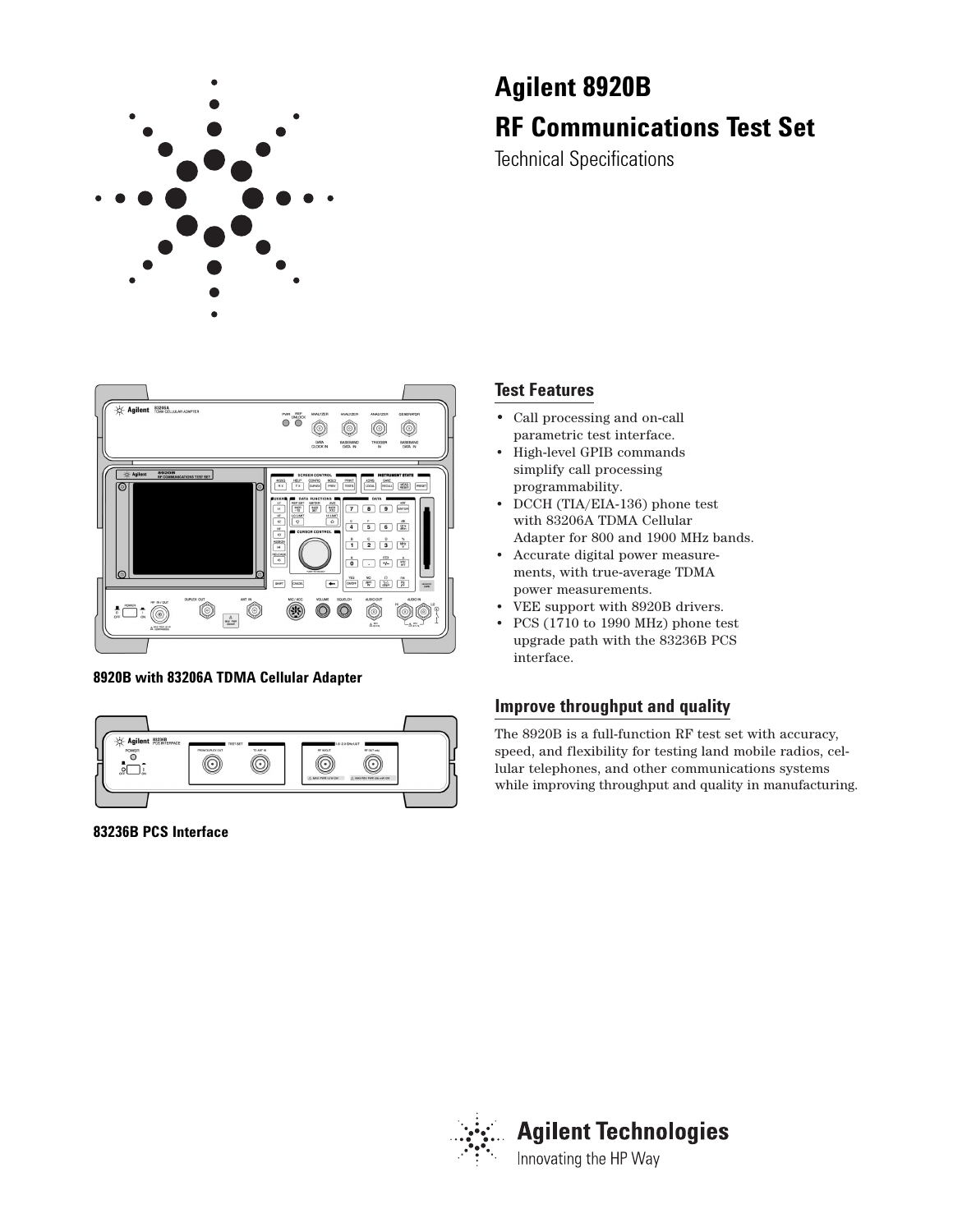# Agilent 8920B

# RF Communications Test Set

Technical Specifications

**8920B with 83206A TDMA Cellular Adapter**

**83236B PCS Interface**

## Test Features

- Call processing and on-call parametric test interface.
- High-level GPIB commands simplify call processing programmability.
- DCCH (TIA/EIA-136) phone test with 83206A TDMA Cellular Adapter for 800 and 1900 MHz bands.
- Accurate digital power measurements, with true-average TDMA power measurements.
- VEE support with 8920B drivers.
- PCS (1710 to 1990 MHz) phone test upgrade path with the 83236B PCS interface.

## Improve throughput and quality

The 8920B is a full-function RF test set with accuracy, speed, and flexibility for testing land mobile radios, cellular telephones, and other communications systems while improving throughput and quality in manufacturing.

Agilent Technologies

Innovating the HP Way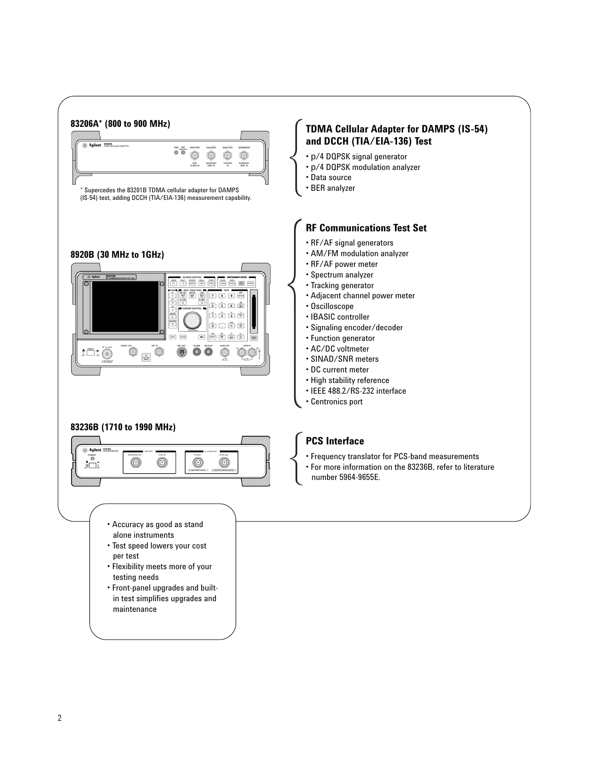### 83206A* (800 to 900 MHz)

\* Supercedes the 83201B TDMA cellular adapter for DAMPS (IS-54) test, adding DCCH (TIA/EIA-136) measurement capability.

## TDMA Cellular Adapter for DAMPS (IS-54) and DCCH (TIA/EIA-136) Test

- p/4 DQPSK signal generator
- p/4 DQPSK modulation analyzer
- Data source
- BER analyzer

### 8920B (30 MHz to 1GHz)

## RF Communications Test Set

- RF/AF signal generators
- AM/FM modulation analyzer
- RF/AF power meter
- Spectrum analyzer
- Tracking generator
- Adjacent channel power meter
- Oscilloscope
- IBASIC controller
- Signaling encoder/decoder
- Function generator
- AC/DC voltmeter
- SINAD/SNR meters
- DC current meter
- High stability reference
- IEEE 488.2/RS-232 interface
- Centronics port

### 83236B (1710 to 1990 MHz)

## PCS Interface

- Frequency translator for PCS-band measurements
- For more information on the 83236B, refer to literature number 5964-9655E.

- Accuracy as good as stand alone instruments
- Test speed lowers your cost per test
- Flexibility meets more of your testing needs
- Front-panel upgrades and built-in test simplifies upgrades and maintenance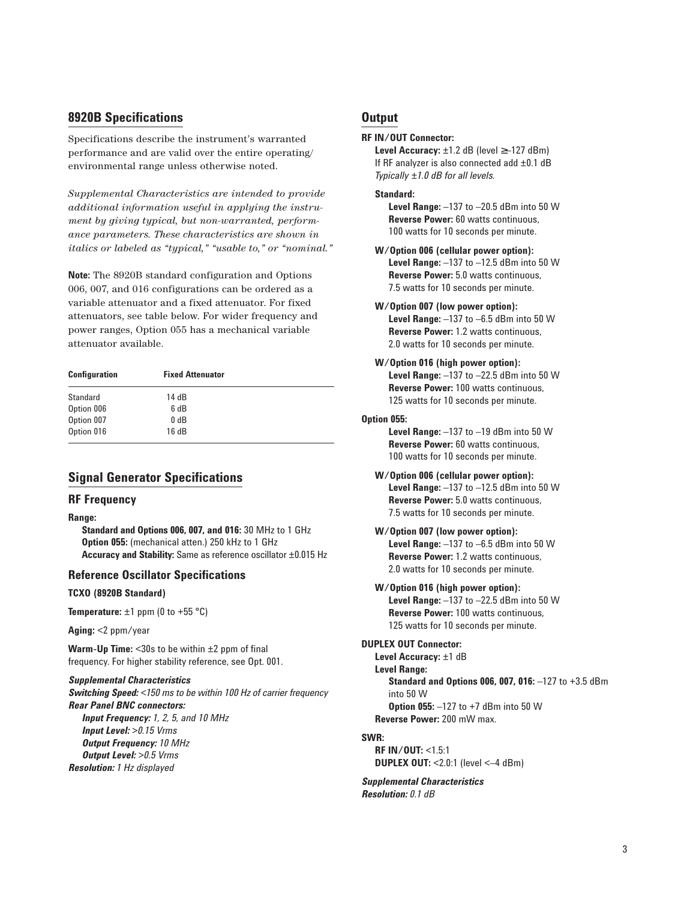## 8920B Specifications

Specifications describe the instrument's warranted performance and are valid over the entire operating/environmental range unless otherwise noted.

*Supplemental Characteristics are intended to provide additional information useful in applying the instrument by giving typical, but non-warranted, performance parameters. These characteristics are shown in italics or labeled as "typical," "usable to," or "nominal."*

**Note:** The 8920B standard configuration and Options 006, 007, and 016 configurations can be ordered as a variable attenuator and a fixed attenuator. For fixed attenuators, see table below. For wider frequency and power ranges, Option 055 has a mechanical variable attenuator available.

| Configuration | Fixed Attenuator |
|---|---|
| Standard | 14 dB |
| Option 006 | 6 dB |
| Option 007 | 0 dB |
| Option 016 | 16 dB |

## Signal Generator Specifications

### RF Frequency

**Range:**

**Standard and Options 006, 007, and 016:** 30 MHz to 1 GHz
**Option 055:** (mechanical atten.) 250 kHz to 1 GHz
**Accuracy and Stability:** Same as reference oscillator ±0.015 Hz

### Reference Oscillator Specifications

**TCXO (8920B Standard)**

**Temperature:** ±1 ppm (0 to +55 °C)

**Aging:** <2 ppm/year

**Warm-Up Time:** <30s to be within ±2 ppm of final frequency. For higher stability reference, see Opt. 001.

***Supplemental Characteristics***
***Switching Speed:*** *<150 ms to be within 100 Hz of carrier frequency*
***Rear Panel BNC connectors:***
***Input Frequency:*** *1, 2, 5, and 10 MHz*
***Input Level:*** *>0.15 Vrms*
***Output Frequency:*** *10 MHz*
***Output Level:*** *>0.5 Vrms*
***Resolution:*** *1 Hz displayed*

## Output

**RF IN/OUT Connector:**

**Level Accuracy:** ±1.2 dB (level ≥–127 dBm)
If RF analyzer is also connected add ±0.1 dB
*Typically ±1.0 dB for all levels.*

**Standard:**
**Level Range:** –137 to –20.5 dBm into 50 W
**Reverse Power:** 60 watts continuous, 100 watts for 10 seconds per minute.

**W/Option 006 (cellular power option):**
**Level Range:** –137 to –12.5 dBm into 50 W
**Reverse Power:** 5.0 watts continuous, 7.5 watts for 10 seconds per minute.

**W/Option 007 (low power option):**
**Level Range:** –137 to –6.5 dBm into 50 W
**Reverse Power:** 1.2 watts continuous, 2.0 watts for 10 seconds per minute.

**W/Option 016 (high power option):**
**Level Range:** –137 to –22.5 dBm into 50 W
**Reverse Power:** 100 watts continuous, 125 watts for 10 seconds per minute.

**Option 055:**
**Level Range:** –137 to –19 dBm into 50 W
**Reverse Power:** 60 watts continuous, 100 watts for 10 seconds per minute.

**W/Option 006 (cellular power option):**
**Level Range:** –137 to –12.5 dBm into 50 W
**Reverse Power:** 5.0 watts continuous, 7.5 watts for 10 seconds per minute.

**W/Option 007 (low power option):**
**Level Range:** –137 to –6.5 dBm into 50 W
**Reverse Power:** 1.2 watts continuous, 2.0 watts for 10 seconds per minute.

**W/Option 016 (high power option):**
**Level Range:** –137 to –22.5 dBm into 50 W
**Reverse Power:** 100 watts continuous, 125 watts for 10 seconds per minute.

**DUPLEX OUT Connector:**
**Level Accuracy:** ±1 dB
**Level Range:**
**Standard and Options 006, 007, 016:** –127 to +3.5 dBm into 50 W
**Option 055:** –127 to +7 dBm into 50 W
**Reverse Power:** 200 mW max.

**SWR:**
**RF IN/OUT:** <1.5:1
**DUPLEX OUT:** <2.0:1 (level <–4 dBm)

***Supplemental Characteristics***
***Resolution:*** *0.1 dB*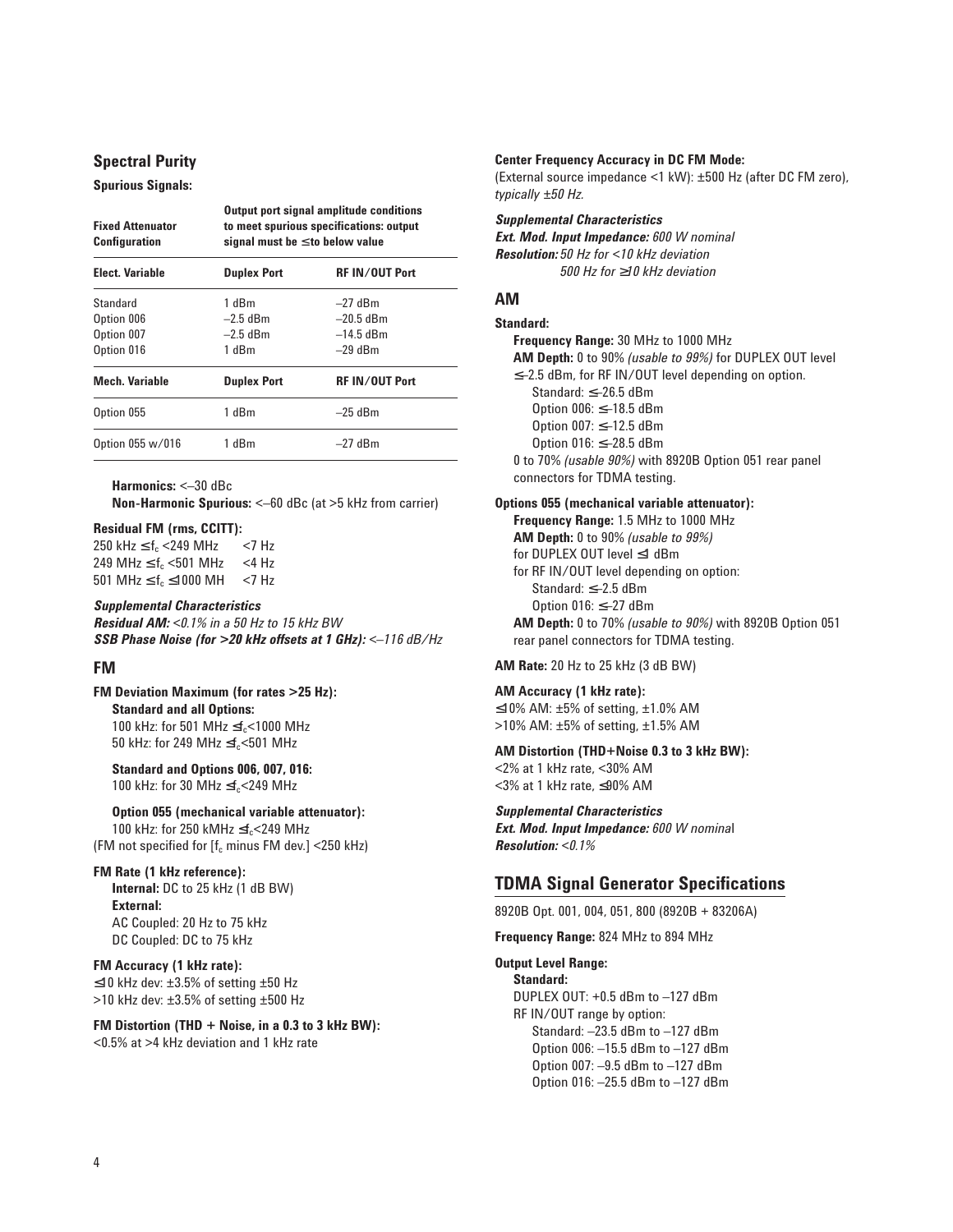## Spectral Purity

**Spurious Signals:**

| **Fixed Attenuator Configuration** | **Output port signal amplitude conditions to meet spurious specifications: output signal must be ≤to below value** | |
|---|---|---|
| **Elect. Variable** | **Duplex Port** | **RF IN/OUT Port** |
| Standard | 1 dBm | –27 dBm |
| Option 006 | –2.5 dBm | –20.5 dBm |
| Option 007 | –2.5 dBm | –14.5 dBm |
| Option 016 | 1 dBm | –29 dBm |
| **Mech. Variable** | **Duplex Port** | **RF IN/OUT Port** |
| Option 055 | 1 dBm | –25 dBm |
| Option 055 w/016 | 1 dBm | –27 dBm |

**Harmonics:** <–30 dBc
**Non-Harmonic Spurious:** <–60 dBc (at >5 kHz from carrier)

**Residual FM (rms, CCITT):**
250 kHz ≤ $f_c$ <249 MHz <7 Hz
249 MHz ≤ $f_c$ <501 MHz <4 Hz
501 MHz ≤ $f_c$ ≤1000 MH <7 Hz

***Supplemental Characteristics***
***Residual AM:*** *<0.1% in a 50 Hz to 15 kHz BW*
***SSB Phase Noise (for >20 kHz offsets at 1 GHz):*** *<–116 dB/Hz*

## FM

**FM Deviation Maximum (for rates >25 Hz):**
**Standard and all Options:**
100 kHz: for 501 MHz ≤$f_c$<1000 MHz
50 kHz: for 249 MHz ≤$f_c$<501 MHz

**Standard and Options 006, 007, 016:**
100 kHz: for 30 MHz ≤$f_c$<249 MHz

**Option 055 (mechanical variable attenuator):**
100 kHz: for 250 kMHz ≤$f_c$<249 MHz
(FM not specified for [$f_c$ minus FM dev.] <250 kHz)

**FM Rate (1 kHz reference):**
**Internal:** DC to 25 kHz (1 dB BW)
**External:**
AC Coupled: 20 Hz to 75 kHz
DC Coupled: DC to 75 kHz

**FM Accuracy (1 kHz rate):**
≤10 kHz dev: ±3.5% of setting ±50 Hz
>10 kHz dev: ±3.5% of setting ±500 Hz

**FM Distortion (THD + Noise, in a 0.3 to 3 kHz BW):**
<0.5% at >4 kHz deviation and 1 kHz rate

**Center Frequency Accuracy in DC FM Mode:**
(External source impedance <1 kW): ±500 Hz (after DC FM zero), *typically ±50 Hz.*

***Supplemental Characteristics***
***Ext. Mod. Input Impedance:*** *600 W nominal*
***Resolution:*** *50 Hz for <10 kHz deviation*
*500 Hz for ≥10 kHz deviation*

## AM

**Standard:**
**Frequency Range:** 30 MHz to 1000 MHz
**AM Depth:** 0 to 90% *(usable to 99%)* for DUPLEX OUT level ≤–2.5 dBm, for RF IN/OUT level depending on option.
Standard: ≤–26.5 dBm
Option 006: ≤–18.5 dBm
Option 007: ≤–12.5 dBm
Option 016: ≤–28.5 dBm
0 to 70% *(usable 90%)* with 8920B Option 051 rear panel connectors for TDMA testing.

**Options 055 (mechanical variable attenuator):**
**Frequency Range:** 1.5 MHz to 1000 MHz
**AM Depth:** 0 to 90% *(usable to 99%)*
for DUPLEX OUT level ≤1 dBm
for RF IN/OUT level depending on option:
Standard: ≤–2.5 dBm
Option 016: ≤–27 dBm
**AM Depth:** 0 to 70% *(usable to 90%)* with 8920B Option 051 rear panel connectors for TDMA testing.

**AM Rate:** 20 Hz to 25 kHz (3 dB BW)

**AM Accuracy (1 kHz rate):**
≤10% AM: ±5% of setting, ±1.0% AM
>10% AM: ±5% of setting, ±1.5% AM

**AM Distortion (THD+Noise 0.3 to 3 kHz BW):**
<2% at 1 kHz rate, <30% AM
<3% at 1 kHz rate, ≤90% AM

***Supplemental Characteristics***
***Ext. Mod. Input Impedance:*** *600 W nominal*
***Resolution:*** *<0.1%*

## TDMA Signal Generator Specifications

8920B Opt. 001, 004, 051, 800 (8920B + 83206A)

**Frequency Range:** 824 MHz to 894 MHz

**Output Level Range:**
**Standard:**
DUPLEX OUT: +0.5 dBm to –127 dBm
RF IN/OUT range by option:
Standard: –23.5 dBm to –127 dBm
Option 006: –15.5 dBm to –127 dBm
Option 007: –9.5 dBm to –127 dBm
Option 016: –25.5 dBm to –127 dBm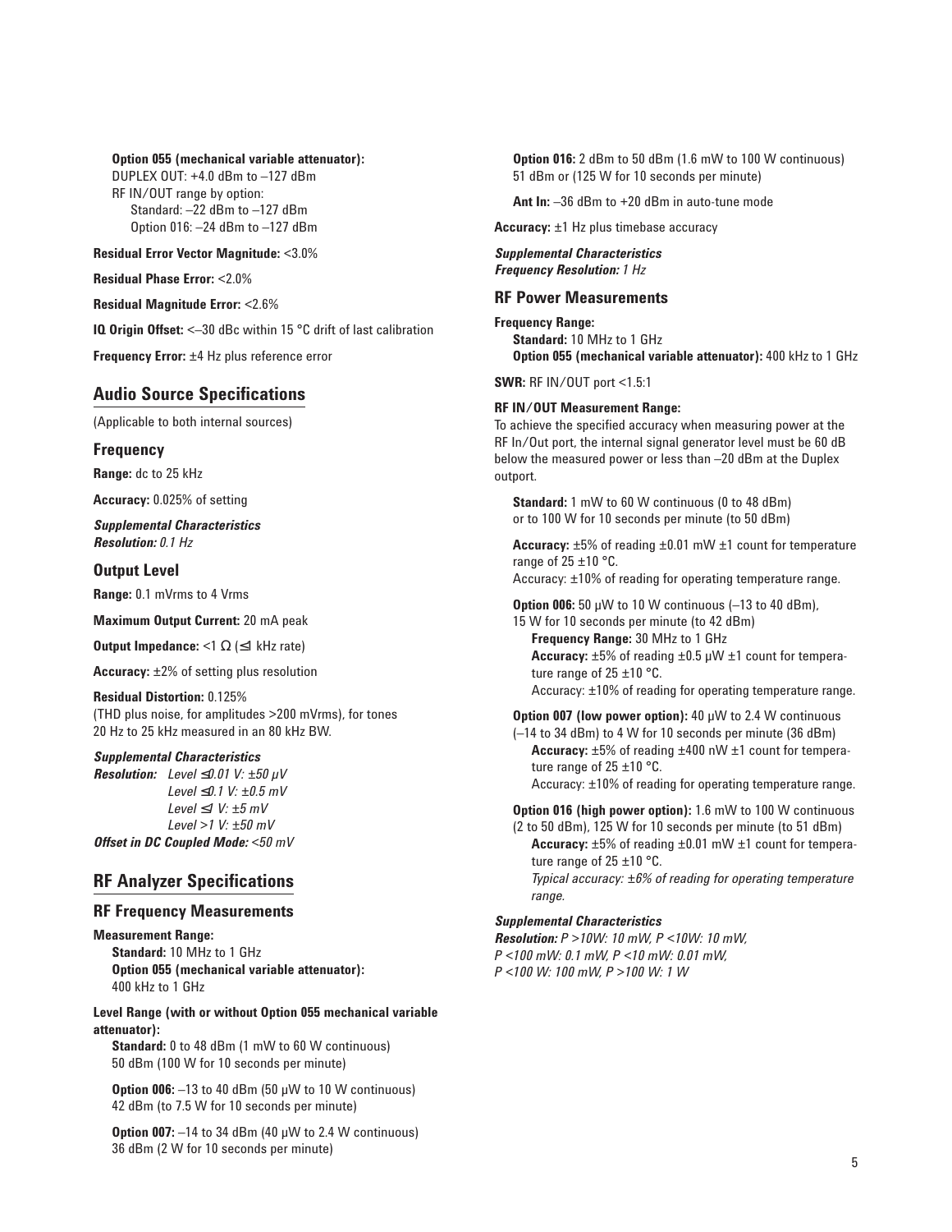**Option 055 (mechanical variable attenuator):**
DUPLEX OUT: +4.0 dBm to –127 dBm
RF IN/OUT range by option:
Standard: –22 dBm to –127 dBm
Option 016: –24 dBm to –127 dBm

**Residual Error Vector Magnitude:** <3.0%

**Residual Phase Error:** <2.0%

**Residual Magnitude Error:** <2.6%

**IQ Origin Offset:** <–30 dBc within 15 °C drift of last calibration

**Frequency Error:** ±4 Hz plus reference error

## Audio Source Specifications

(Applicable to both internal sources)

### Frequency

**Range:** dc to 25 kHz

**Accuracy:** 0.025% of setting

***Supplemental Characteristics***
***Resolution:*** *0.1 Hz*

### Output Level

**Range:** 0.1 mVrms to 4 Vrms

**Maximum Output Current:** 20 mA peak

**Output Impedance:** <1 Ω (≤1 kHz rate)

**Accuracy:** ±2% of setting plus resolution

**Residual Distortion:** 0.125%
(THD plus noise, for amplitudes >200 mVrms), for tones 20 Hz to 25 kHz measured in an 80 kHz BW.

***Supplemental Characteristics***
***Resolution:*** *Level ≤0.01 V: ±50 μV*
*Level ≤0.1 V: ±0.5 mV*
*Level ≤1 V: ±5 mV*
*Level >1 V: ±50 mV*
***Offset in DC Coupled Mode:*** *<50 mV*

## RF Analyzer Specifications

### RF Frequency Measurements

**Measurement Range:**
**Standard:** 10 MHz to 1 GHz
**Option 055 (mechanical variable attenuator):** 400 kHz to 1 GHz

**Level Range (with or without Option 055 mechanical variable attenuator):**
**Standard:** 0 to 48 dBm (1 mW to 60 W continuous)
50 dBm (100 W for 10 seconds per minute)

**Option 006:** –13 to 40 dBm (50 μW to 10 W continuous)
42 dBm (to 7.5 W for 10 seconds per minute)

**Option 007:** –14 to 34 dBm (40 μW to 2.4 W continuous)
36 dBm (2 W for 10 seconds per minute)

**Option 016:** 2 dBm to 50 dBm (1.6 mW to 100 W continuous)
51 dBm or (125 W for 10 seconds per minute)

**Ant In:** –36 dBm to +20 dBm in auto-tune mode

**Accuracy:** ±1 Hz plus timebase accuracy

***Supplemental Characteristics***
***Frequency Resolution:*** *1 Hz*

### RF Power Measurements

**Frequency Range:**
**Standard:** 10 MHz to 1 GHz
**Option 055 (mechanical variable attenuator):** 400 kHz to 1 GHz

**SWR:** RF IN/OUT port <1.5:1

**RF IN/OUT Measurement Range:**
To achieve the specified accuracy when measuring power at the RF In/Out port, the internal signal generator level must be 60 dB below the measured power or less than –20 dBm at the Duplex outport.

**Standard:** 1 mW to 60 W continuous (0 to 48 dBm)
or to 100 W for 10 seconds per minute (to 50 dBm)

**Accuracy:** ±5% of reading ±0.01 mW ±1 count for temperature range of 25 ±10 °C.
Accuracy: ±10% of reading for operating temperature range.

**Option 006:** 50 μW to 10 W continuous (–13 to 40 dBm),
15 W for 10 seconds per minute (to 42 dBm)
**Frequency Range:** 30 MHz to 1 GHz
**Accuracy:** ±5% of reading ±0.5 μW ±1 count for temperature range of 25 ±10 °C.
Accuracy: ±10% of reading for operating temperature range.

**Option 007 (low power option):** 40 μW to 2.4 W continuous
(–14 to 34 dBm) to 4 W for 10 seconds per minute (36 dBm)
**Accuracy:** ±5% of reading ±400 nW ±1 count for temperature range of 25 ±10 °C.
Accuracy: ±10% of reading for operating temperature range.

**Option 016 (high power option):** 1.6 mW to 100 W continuous
(2 to 50 dBm), 125 W for 10 seconds per minute (to 51 dBm)
**Accuracy:** ±5% of reading ±0.01 mW ±1 count for temperature range of 25 ±10 °C.
*Typical accuracy: ±6% of reading for operating temperature range.*

***Supplemental Characteristics***
***Resolution:*** *P >10W: 10 mW, P <10W: 10 mW,*
*P <100 mW: 0.1 mW, P <10 mW: 0.01 mW,*
*P <100 W: 100 mW, P >100 W: 1 W*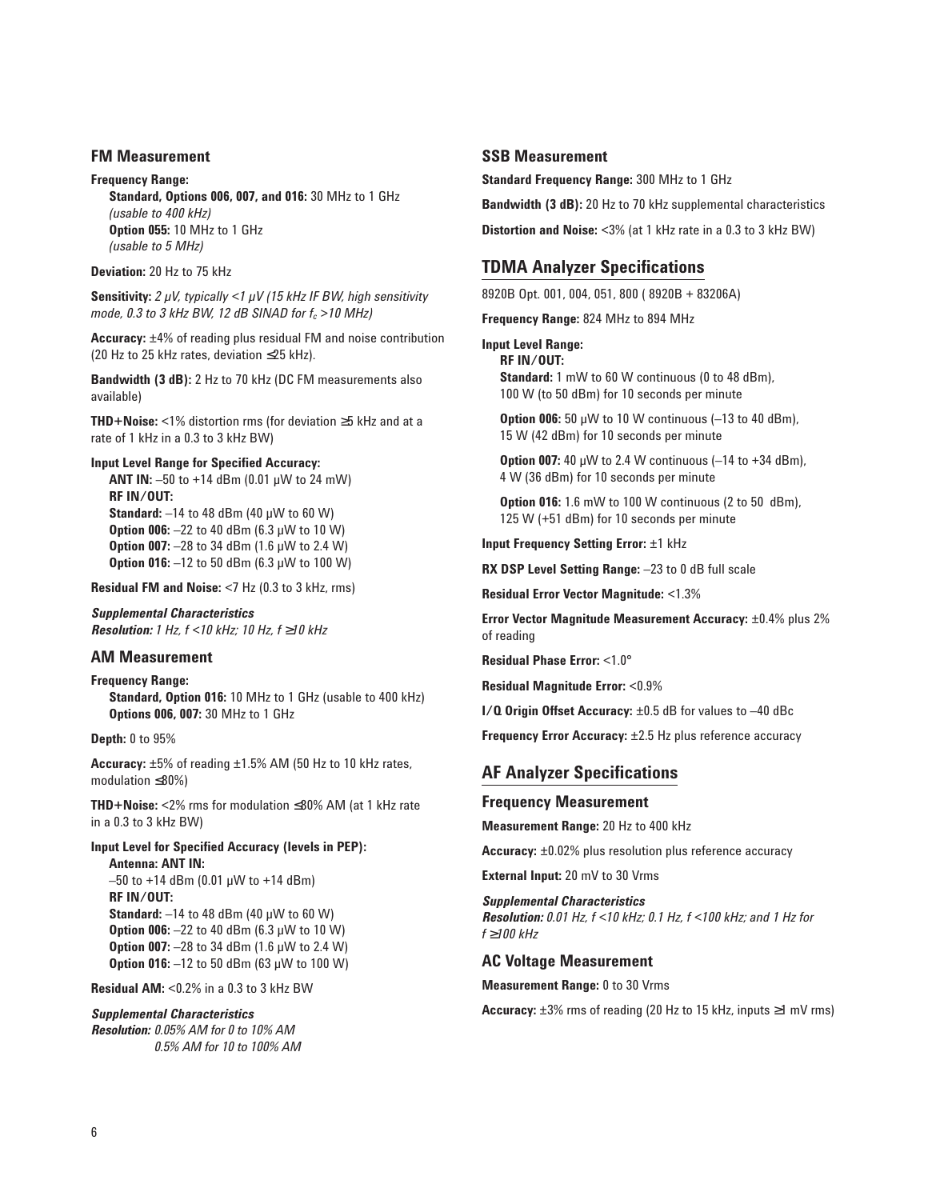### FM Measurement

**Frequency Range:**
**Standard, Options 006, 007, and 016:** 30 MHz to 1 GHz
*(usable to 400 kHz)*
**Option 055:** 10 MHz to 1 GHz
*(usable to 5 MHz)*

**Deviation:** 20 Hz to 75 kHz

**Sensitivity:** *2 µV, typically <1 µV (15 kHz IF BW, high sensitivity mode, 0.3 to 3 kHz BW, 12 dB SINAD for $f_c$ >10 MHz)*

**Accuracy:** ±4% of reading plus residual FM and noise contribution (20 Hz to 25 kHz rates, deviation ≤25 kHz).

**Bandwidth (3 dB):** 2 Hz to 70 kHz (DC FM measurements also available)

**THD+Noise:** <1% distortion rms (for deviation ≥5 kHz and at a rate of 1 kHz in a 0.3 to 3 kHz BW)

**Input Level Range for Specified Accuracy:**
**ANT IN:** –50 to +14 dBm (0.01 µW to 24 mW)
**RF IN/OUT:**
**Standard:** –14 to 48 dBm (40 µW to 60 W)
**Option 006:** –22 to 40 dBm (6.3 µW to 10 W)
**Option 007:** –28 to 34 dBm (1.6 µW to 2.4 W)
**Option 016:** –12 to 50 dBm (6.3 µW to 100 W)

**Residual FM and Noise:** <7 Hz (0.3 to 3 kHz, rms)

***Supplemental Characteristics***
***Resolution:*** *1 Hz, f <10 kHz; 10 Hz, f ≥10 kHz*

### AM Measurement

**Frequency Range:**
**Standard, Option 016:** 10 MHz to 1 GHz (usable to 400 kHz)
**Options 006, 007:** 30 MHz to 1 GHz

**Depth:** 0 to 95%

**Accuracy:** ±5% of reading ±1.5% AM (50 Hz to 10 kHz rates, modulation ≤80%)

**THD+Noise:** <2% rms for modulation ≤80% AM (at 1 kHz rate in a 0.3 to 3 kHz BW)

**Input Level for Specified Accuracy (levels in PEP):**
**Antenna: ANT IN:**
–50 to +14 dBm (0.01 µW to +14 dBm)
**RF IN/OUT:**
**Standard:** –14 to 48 dBm (40 µW to 60 W)
**Option 006:** –22 to 40 dBm (6.3 µW to 10 W)
**Option 007:** –28 to 34 dBm (1.6 µW to 2.4 W)
**Option 016:** –12 to 50 dBm (63 µW to 100 W)

**Residual AM:** <0.2% in a 0.3 to 3 kHz BW

***Supplemental Characteristics***
***Resolution:*** *0.05% AM for 0 to 10% AM*
*0.5% AM for 10 to 100% AM*

### SSB Measurement

**Standard Frequency Range:** 300 MHz to 1 GHz

**Bandwidth (3 dB):** 20 Hz to 70 kHz supplemental characteristics

**Distortion and Noise:** <3% (at 1 kHz rate in a 0.3 to 3 kHz BW)

## TDMA Analyzer Specifications

8920B Opt. 001, 004, 051, 800 ( 8920B + 83206A)

**Frequency Range:** 824 MHz to 894 MHz

**Input Level Range:**
**RF IN/OUT:**
**Standard:** 1 mW to 60 W continuous (0 to 48 dBm), 100 W (to 50 dBm) for 10 seconds per minute

**Option 006:** 50 µW to 10 W continuous (–13 to 40 dBm), 15 W (42 dBm) for 10 seconds per minute

**Option 007:** 40 µW to 2.4 W continuous (–14 to +34 dBm), 4 W (36 dBm) for 10 seconds per minute

**Option 016:** 1.6 mW to 100 W continuous (2 to 50 dBm), 125 W (+51 dBm) for 10 seconds per minute

**Input Frequency Setting Error:** ±1 kHz

**RX DSP Level Setting Range:** –23 to 0 dB full scale

**Residual Error Vector Magnitude:** <1.3%

**Error Vector Magnitude Measurement Accuracy:** ±0.4% plus 2% of reading

**Residual Phase Error:** <1.0°

**Residual Magnitude Error:** <0.9%

**I/Q Origin Offset Accuracy:** ±0.5 dB for values to –40 dBc

**Frequency Error Accuracy:** ±2.5 Hz plus reference accuracy

## AF Analyzer Specifications

### Frequency Measurement

**Measurement Range:** 20 Hz to 400 kHz

**Accuracy:** ±0.02% plus resolution plus reference accuracy

**External Input:** 20 mV to 30 Vrms

***Supplemental Characteristics***
***Resolution:*** *0.01 Hz, f <10 kHz; 0.1 Hz, f <100 kHz; and 1 Hz for f ≥100 kHz*

### AC Voltage Measurement

**Measurement Range:** 0 to 30 Vrms

**Accuracy:** ±3% rms of reading (20 Hz to 15 kHz, inputs ≥1 mV rms)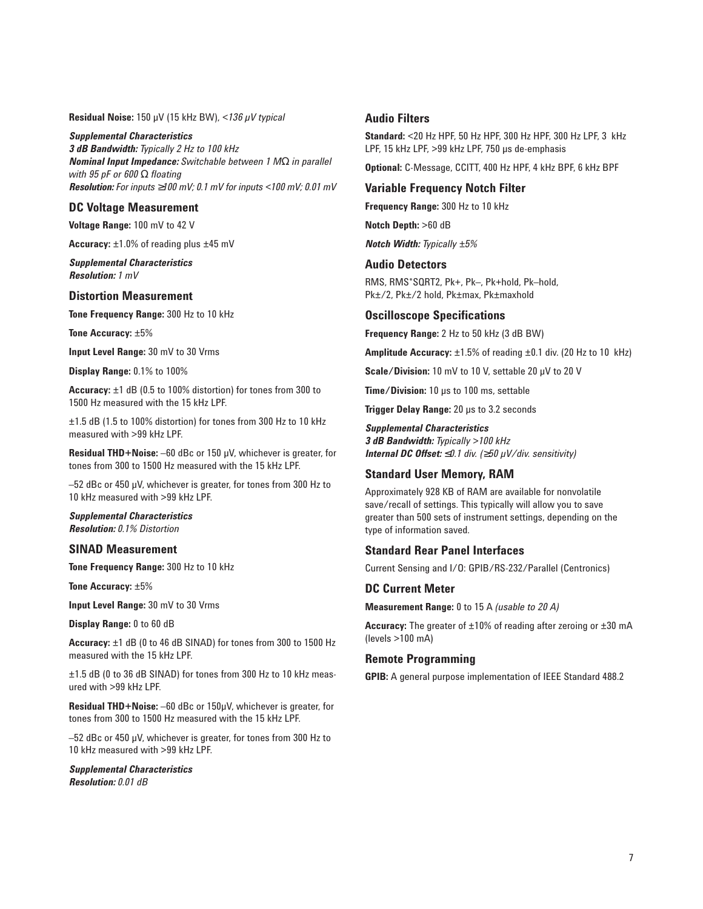**Residual Noise:** 150 µV (15 kHz BW), *<136 µV typical*

***Supplemental Characteristics***
***3 dB Bandwidth:*** *Typically 2 Hz to 100 kHz*
***Nominal Input Impedance:*** *Switchable between 1 MΩ in parallel with 95 pF or 600 Ω floating*
***Resolution:*** *For inputs ≥100 mV; 0.1 mV for inputs <100 mV; 0.01 mV*

### DC Voltage Measurement

**Voltage Range:** 100 mV to 42 V

**Accuracy:** ±1.0% of reading plus ±45 mV

***Supplemental Characteristics***
***Resolution:*** *1 mV*

### Distortion Measurement

**Tone Frequency Range:** 300 Hz to 10 kHz

**Tone Accuracy:** ±5%

**Input Level Range:** 30 mV to 30 Vrms

**Display Range:** 0.1% to 100%

**Accuracy:** ±1 dB (0.5 to 100% distortion) for tones from 300 to 1500 Hz measured with the 15 kHz LPF.

±1.5 dB (1.5 to 100% distortion) for tones from 300 Hz to 10 kHz measured with >99 kHz LPF.

**Residual THD+Noise:** –60 dBc or 150 µV, whichever is greater, for tones from 300 to 1500 Hz measured with the 15 kHz LPF.

–52 dBc or 450 µV, whichever is greater, for tones from 300 Hz to 10 kHz measured with >99 kHz LPF.

***Supplemental Characteristics***
***Resolution:*** *0.1% Distortion*

### SINAD Measurement

**Tone Frequency Range:** 300 Hz to 10 kHz

**Tone Accuracy:** ±5%

**Input Level Range:** 30 mV to 30 Vrms

**Display Range:** 0 to 60 dB

**Accuracy:** ±1 dB (0 to 46 dB SINAD) for tones from 300 to 1500 Hz measured with the 15 kHz LPF.

±1.5 dB (0 to 36 dB SINAD) for tones from 300 Hz to 10 kHz measured with >99 kHz LPF.

**Residual THD+Noise:** –60 dBc or 150µV, whichever is greater, for tones from 300 to 1500 Hz measured with the 15 kHz LPF.

–52 dBc or 450 µV, whichever is greater, for tones from 300 Hz to 10 kHz measured with >99 kHz LPF.

***Supplemental Characteristics***
***Resolution:*** *0.01 dB*

### Audio Filters

**Standard:** <20 Hz HPF, 50 Hz HPF, 300 Hz HPF, 300 Hz LPF, 3 kHz LPF, 15 kHz LPF, >99 kHz LPF, 750 µs de-emphasis

**Optional:** C-Message, CCITT, 400 Hz HPF, 4 kHz BPF, 6 kHz BPF

### Variable Frequency Notch Filter

**Frequency Range:** 300 Hz to 10 kHz

**Notch Depth:** >60 dB

***Notch Width:*** *Typically ±5%*

### Audio Detectors

RMS, RMS*SQRT2, Pk+, Pk–, Pk+hold, Pk–hold, Pk±/2, Pk±/2 hold, Pk±max, Pk±maxhold

### Oscilloscope Specifications

**Frequency Range:** 2 Hz to 50 kHz (3 dB BW)

**Amplitude Accuracy:** ±1.5% of reading ±0.1 div. (20 Hz to 10 kHz)

**Scale/Division:** 10 mV to 10 V, settable 20 µV to 20 V

**Time/Division:** 10 µs to 100 ms, settable

**Trigger Delay Range:** 20 µs to 3.2 seconds

***Supplemental Characteristics***
***3 dB Bandwidth:*** *Typically >100 kHz*
***Internal DC Offset:*** *≤0.1 div. (≥50 µV/div. sensitivity)*

### Standard User Memory, RAM

Approximately 928 KB of RAM are available for nonvolatile save/recall of settings. This typically will allow you to save greater than 500 sets of instrument settings, depending on the type of information saved.

### Standard Rear Panel Interfaces

Current Sensing and I/O: GPIB/RS-232/Parallel (Centronics)

### DC Current Meter

**Measurement Range:** 0 to 15 A *(usable to 20 A)*

**Accuracy:** The greater of ±10% of reading after zeroing or ±30 mA (levels >100 mA)

### Remote Programming

**GPIB:** A general purpose implementation of IEEE Standard 488.2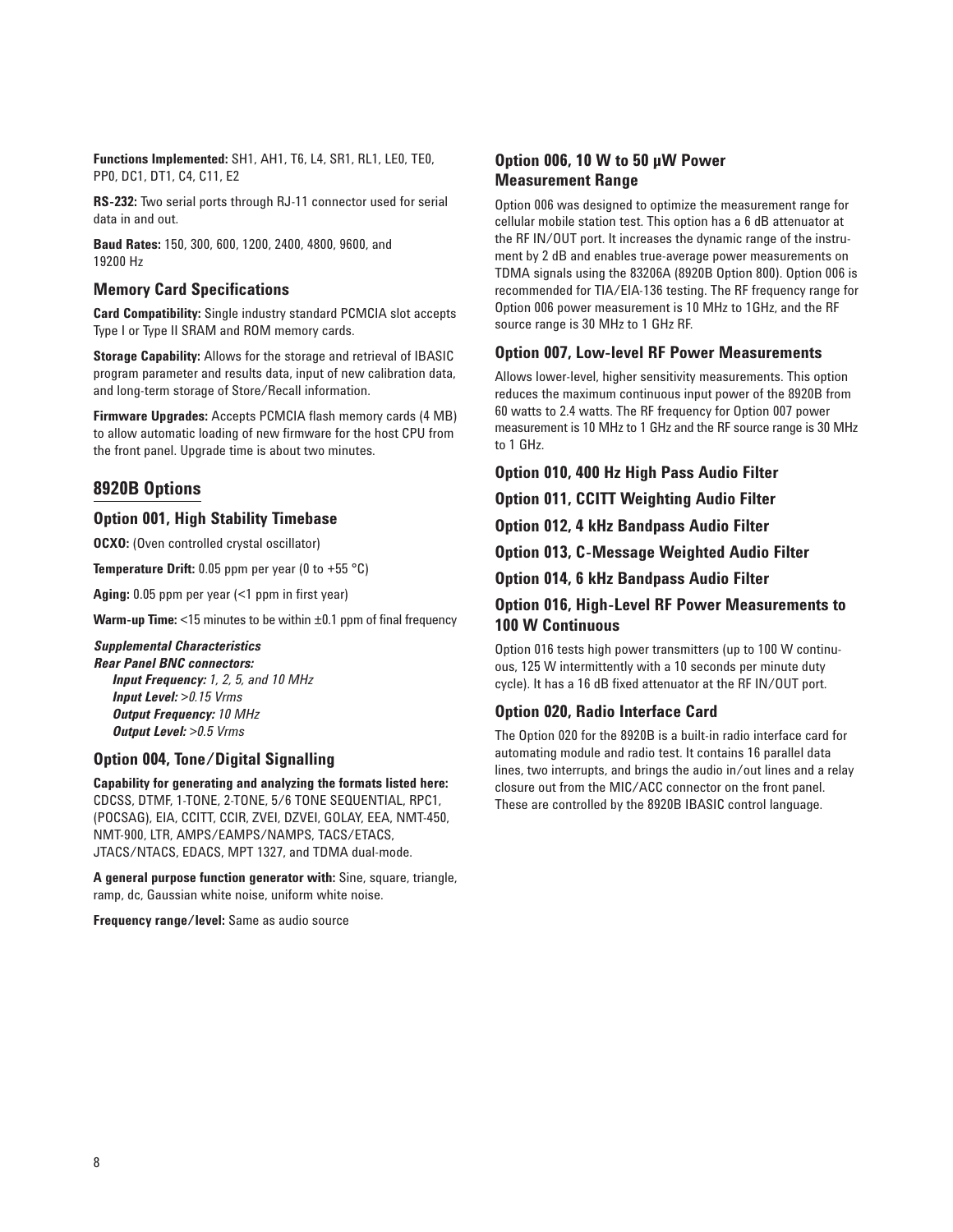**Functions Implemented:** SH1, AH1, T6, L4, SR1, RL1, LE0, TE0, PP0, DC1, DT1, C4, C11, E2

**RS-232:** Two serial ports through RJ-11 connector used for serial data in and out.

**Baud Rates:** 150, 300, 600, 1200, 2400, 4800, 9600, and 19200 Hz

### Memory Card Specifications

**Card Compatibility:** Single industry standard PCMCIA slot accepts Type I or Type II SRAM and ROM memory cards.

**Storage Capability:** Allows for the storage and retrieval of IBASIC program parameter and results data, input of new calibration data, and long-term storage of Store/Recall information.

**Firmware Upgrades:** Accepts PCMCIA flash memory cards (4 MB) to allow automatic loading of new firmware for the host CPU from the front panel. Upgrade time is about two minutes.

## 8920B Options

### Option 001, High Stability Timebase

**OCXO:** (Oven controlled crystal oscillator)

**Temperature Drift:** 0.05 ppm per year (0 to +55 °C)

**Aging:** 0.05 ppm per year (<1 ppm in first year)

**Warm-up Time:** <15 minutes to be within ±0.1 ppm of final frequency

***Supplemental Characteristics***
***Rear Panel BNC connectors:***
***Input Frequency:*** *1, 2, 5, and 10 MHz*
***Input Level:*** *>0.15 Vrms*
***Output Frequency:*** *10 MHz*
***Output Level:*** *>0.5 Vrms*

### Option 004, Tone/Digital Signalling

**Capability for generating and analyzing the formats listed here:** CDCSS, DTMF, 1-TONE, 2-TONE, 5/6 TONE SEQUENTIAL, RPC1, (POCSAG), EIA, CCITT, CCIR, ZVEI, DZVEI, GOLAY, EEA, NMT-450, NMT-900, LTR, AMPS/EAMPS/NAMPS, TACS/ETACS, JTACS/NTACS, EDACS, MPT 1327, and TDMA dual-mode.

**A general purpose function generator with:** Sine, square, triangle, ramp, dc, Gaussian white noise, uniform white noise.

**Frequency range/level:** Same as audio source

### Option 006, 10 W to 50 µW Power Measurement Range

Option 006 was designed to optimize the measurement range for cellular mobile station test. This option has a 6 dB attenuator at the RF IN/OUT port. It increases the dynamic range of the instrument by 2 dB and enables true-average power measurements on TDMA signals using the 83206A (8920B Option 800). Option 006 is recommended for TIA/EIA-136 testing. The RF frequency range for Option 006 power measurement is 10 MHz to 1GHz, and the RF source range is 30 MHz to 1 GHz RF.

### Option 007, Low-level RF Power Measurements

Allows lower-level, higher sensitivity measurements. This option reduces the maximum continuous input power of the 8920B from 60 watts to 2.4 watts. The RF frequency for Option 007 power measurement is 10 MHz to 1 GHz and the RF source range is 30 MHz to 1 GHz.

### Option 010, 400 Hz High Pass Audio Filter

### Option 011, CCITT Weighting Audio Filter

### Option 012, 4 kHz Bandpass Audio Filter

### Option 013, C-Message Weighted Audio Filter

### Option 014, 6 kHz Bandpass Audio Filter

### Option 016, High-Level RF Power Measurements to 100 W Continuous

Option 016 tests high power transmitters (up to 100 W continuous, 125 W intermittently with a 10 seconds per minute duty cycle). It has a 16 dB fixed attenuator at the RF IN/OUT port.

### Option 020, Radio Interface Card

The Option 020 for the 8920B is a built-in radio interface card for automating module and radio test. It contains 16 parallel data lines, two interrupts, and brings the audio in/out lines and a relay closure out from the MIC/ACC connector on the front panel. These are controlled by the 8920B IBASIC control language.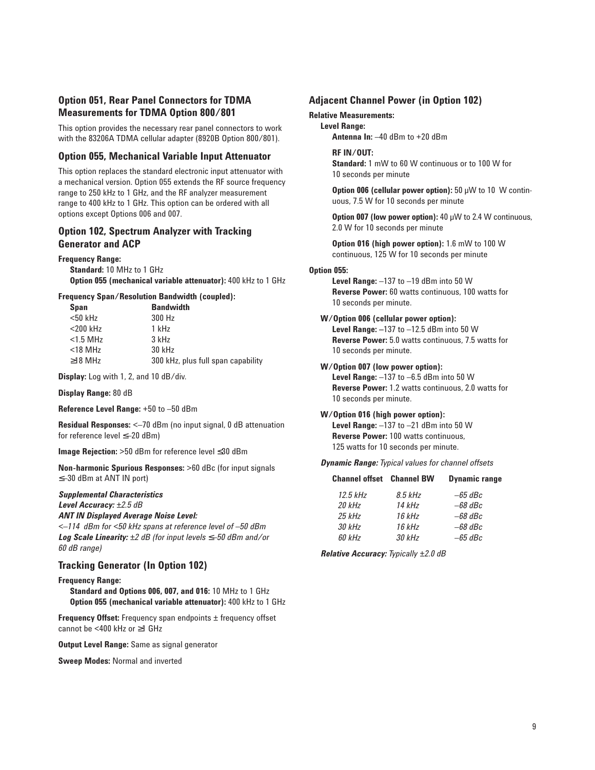## Option 051, Rear Panel Connectors for TDMA Measurements for TDMA Option 800/801

This option provides the necessary rear panel connectors to work with the 83206A TDMA cellular adapter (8920B Option 800/801).

## Option 055, Mechanical Variable Input Attenuator

This option replaces the standard electronic input attenuator with a mechanical version. Option 055 extends the RF source frequency range to 250 kHz to 1 GHz, and the RF analyzer measurement range to 400 kHz to 1 GHz. This option can be ordered with all options except Options 006 and 007.

## Option 102, Spectrum Analyzer with Tracking Generator and ACP

**Frequency Range:**

**Standard:** 10 MHz to 1 GHz
**Option 055 (mechanical variable attenuator):** 400 kHz to 1 GHz

**Frequency Span/Resolution Bandwidth (coupled):**

| Span | Bandwidth |
|---|---|
| <50 kHz | 300 Hz |
| <200 kHz | 1 kHz |
| <1.5 MHz | 3 kHz |
| <18 MHz | 30 kHz |
| ≥18 MHz | 300 kHz, plus full span capability |

**Display:** Log with 1, 2, and 10 dB/div.

**Display Range:** 80 dB

**Reference Level Range:** +50 to –50 dBm

**Residual Responses:** <–70 dBm (no input signal, 0 dB attenuation for reference level ≤–20 dBm)

**Image Rejection:** >50 dBm for reference level ≤30 dBm

**Non-harmonic Spurious Responses:** >60 dBc (for input signals ≤–30 dBm at ANT IN port)

***Supplemental Characteristics***
***Level Accuracy:*** *±2.5 dB*
***ANT IN Displayed Average Noise Level:***
*<–114 dBm for <50 kHz spans at reference level of –50 dBm*
***Log Scale Linearity:*** *±2 dB (for input levels ≤–50 dBm and/or 60 dB range)*

## Tracking Generator (In Option 102)

**Frequency Range:**

**Standard and Options 006, 007, and 016:** 10 MHz to 1 GHz
**Option 055 (mechanical variable attenuator):** 400 kHz to 1 GHz

**Frequency Offset:** Frequency span endpoints ± frequency offset cannot be <400 kHz or ≥1 GHz

**Output Level Range:** Same as signal generator

**Sweep Modes:** Normal and inverted

## Adjacent Channel Power (in Option 102)

**Relative Measurements:**

**Level Range:**

**Antenna In:** –40 dBm to +20 dBm

**RF IN/OUT:**

**Standard:** 1 mW to 60 W continuous or to 100 W for 10 seconds per minute

**Option 006 (cellular power option):** 50 μW to 10 W continuous, 7.5 W for 10 seconds per minute

**Option 007 (low power option):** 40 μW to 2.4 W continuous, 2.0 W for 10 seconds per minute

**Option 016 (high power option):** 1.6 mW to 100 W continuous, 125 W for 10 seconds per minute

**Option 055:**

**Level Range:** –137 to –19 dBm into 50 W
**Reverse Power:** 60 watts continuous, 100 watts for 10 seconds per minute.

**W/Option 006 (cellular power option):**
**Level Range:** –137 to –12.5 dBm into 50 W
**Reverse Power:** 5.0 watts continuous, 7.5 watts for 10 seconds per minute.

**W/Option 007 (low power option):**
**Level Range:** –137 to –6.5 dBm into 50 W
**Reverse Power:** 1.2 watts continuous, 2.0 watts for 10 seconds per minute.

**W/Option 016 (high power option):**
**Level Range:** –137 to –21 dBm into 50 W
**Reverse Power:** 100 watts continuous, 125 watts for 10 seconds per minute.

***Dynamic Range:*** *Typical values for channel offsets*

| Channel offset | Channel BW | Dynamic range |
|---|---|---|
| *12.5 kHz* | *8.5 kHz* | *–65 dBc* |
| *20 kHz* | *14 kHz* | *–68 dBc* |
| *25 kHz* | *16 kHz* | *–68 dBc* |
| *30 kHz* | *16 kHz* | *–68 dBc* |
| *60 kHz* | *30 kHz* | *–65 dBc* |

***Relative Accuracy:*** *Typically ±2.0 dB*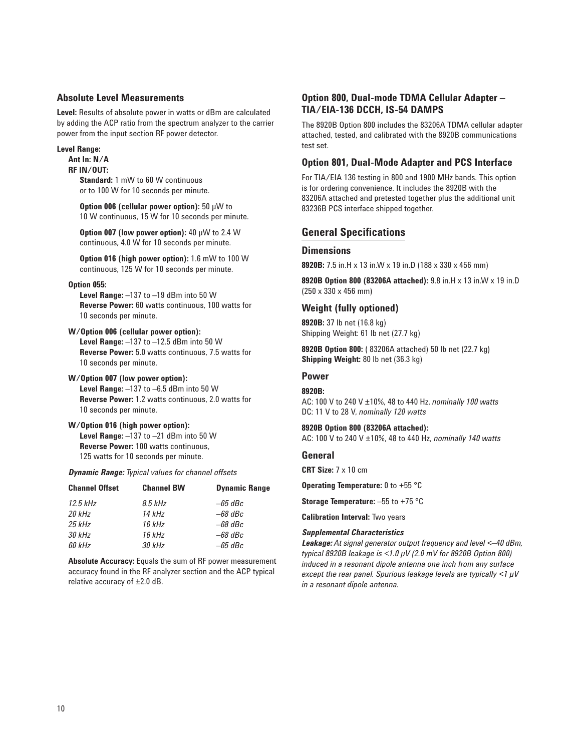### Absolute Level Measurements

**Level:** Results of absolute power in watts or dBm are calculated by adding the ACP ratio from the spectrum analyzer to the carrier power from the input section RF power detector.

**Level Range:**

**Ant In: N/A**

**RF IN/OUT:**

**Standard:** 1 mW to 60 W continuous or to 100 W for 10 seconds per minute.

**Option 006 (cellular power option):** 50 μW to 10 W continuous, 15 W for 10 seconds per minute.

**Option 007 (low power option):** 40 μW to 2.4 W continuous, 4.0 W for 10 seconds per minute.

**Option 016 (high power option):** 1.6 mW to 100 W continuous, 125 W for 10 seconds per minute.

**Option 055:**

**Level Range:** –137 to –19 dBm into 50 W
**Reverse Power:** 60 watts continuous, 100 watts for 10 seconds per minute.

**W/Option 006 (cellular power option):**

**Level Range:** –137 to –12.5 dBm into 50 W
**Reverse Power:** 5.0 watts continuous, 7.5 watts for 10 seconds per minute.

**W/Option 007 (low power option):**

**Level Range:** –137 to –6.5 dBm into 50 W
**Reverse Power:** 1.2 watts continuous, 2.0 watts for 10 seconds per minute.

**W/Option 016 (high power option):**

**Level Range:** –137 to –21 dBm into 50 W
**Reverse Power:** 100 watts continuous, 125 watts for 10 seconds per minute.

***Dynamic Range:*** *Typical values for channel offsets*

| Channel Offset | Channel BW | Dynamic Range |
|---|---|---|
| *12.5 kHz* | *8.5 kHz* | *–65 dBc* |
| *20 kHz* | *14 kHz* | *–68 dBc* |
| *25 kHz* | *16 kHz* | *–68 dBc* |
| *30 kHz* | *16 kHz* | *–68 dBc* |
| *60 kHz* | *30 kHz* | *–65 dBc* |

**Absolute Accuracy:** Equals the sum of RF power measurement accuracy found in the RF analyzer section and the ACP typical relative accuracy of ±2.0 dB.

### Option 800, Dual-mode TDMA Cellular Adapter – TIA/EIA-136 DCCH, IS-54 DAMPS

The 8920B Option 800 includes the 83206A TDMA cellular adapter attached, tested, and calibrated with the 8920B communications test set.

### Option 801, Dual-Mode Adapter and PCS Interface

For TIA/EIA 136 testing in 800 and 1900 MHz bands. This option is for ordering convenience. It includes the 8920B with the 83206A attached and pretested together plus the additional unit 83236B PCS interface shipped together.

## General Specifications

### Dimensions

**8920B:** 7.5 in.H x 13 in.W x 19 in.D (188 x 330 x 456 mm)

**8920B Option 800 (83206A attached):** 9.8 in.H x 13 in.W x 19 in.D (250 x 330 x 456 mm)

### Weight (fully optioned)

**8920B:** 37 lb net (16.8 kg)
Shipping Weight: 61 lb net (27.7 kg)

**8920B Option 800:** ( 83206A attached) 50 lb net (22.7 kg)
**Shipping Weight:** 80 lb net (36.3 kg)

### Power

**8920B:**
AC: 100 V to 240 V ±10%, 48 to 440 Hz, *nominally 100 watts*
DC: 11 V to 28 V, *nominally 120 watts*

**8920B Option 800 (83206A attached):**
AC: 100 V to 240 V ±10%, 48 to 440 Hz, *nominally 140 watts*

### General

**CRT Size:** 7 x 10 cm

**Operating Temperature:** 0 to +55 °C

**Storage Temperature:** –55 to +75 °C

**Calibration Interval:** Two years

***Supplemental Characteristics***

***Leakage:*** *At signal generator output frequency and level <–40 dBm, typical 8920B leakage is <1.0 μV (2.0 mV for 8920B Option 800) induced in a resonant dipole antenna one inch from any surface except the rear panel. Spurious leakage levels are typically <1 μV in a resonant dipole antenna.*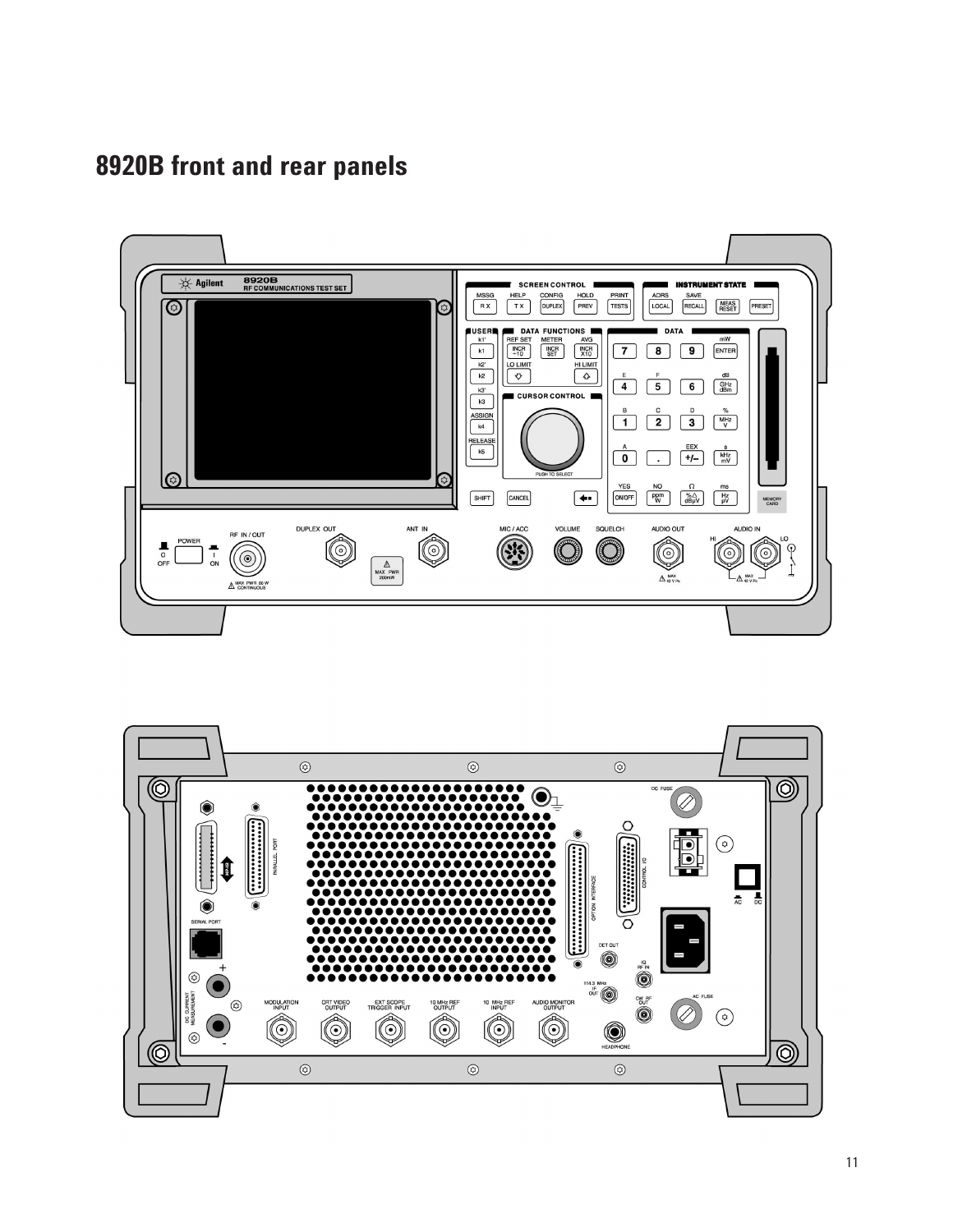# 8920B front and rear panels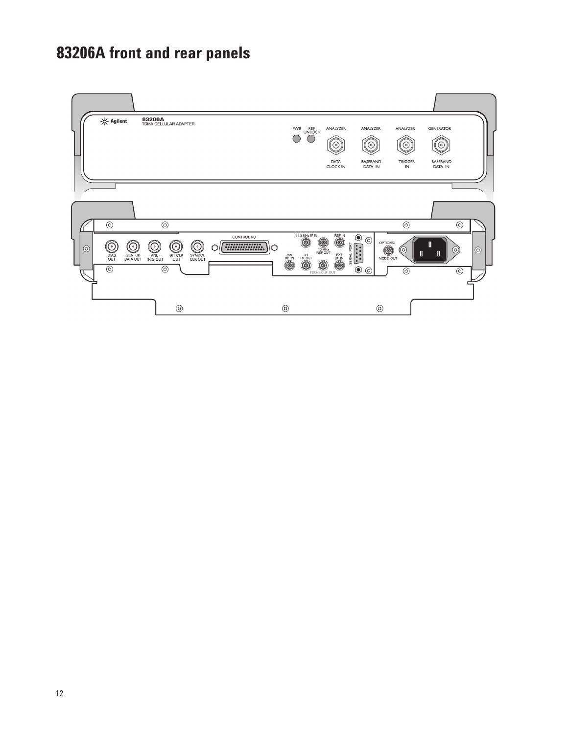# 83206A front and rear panels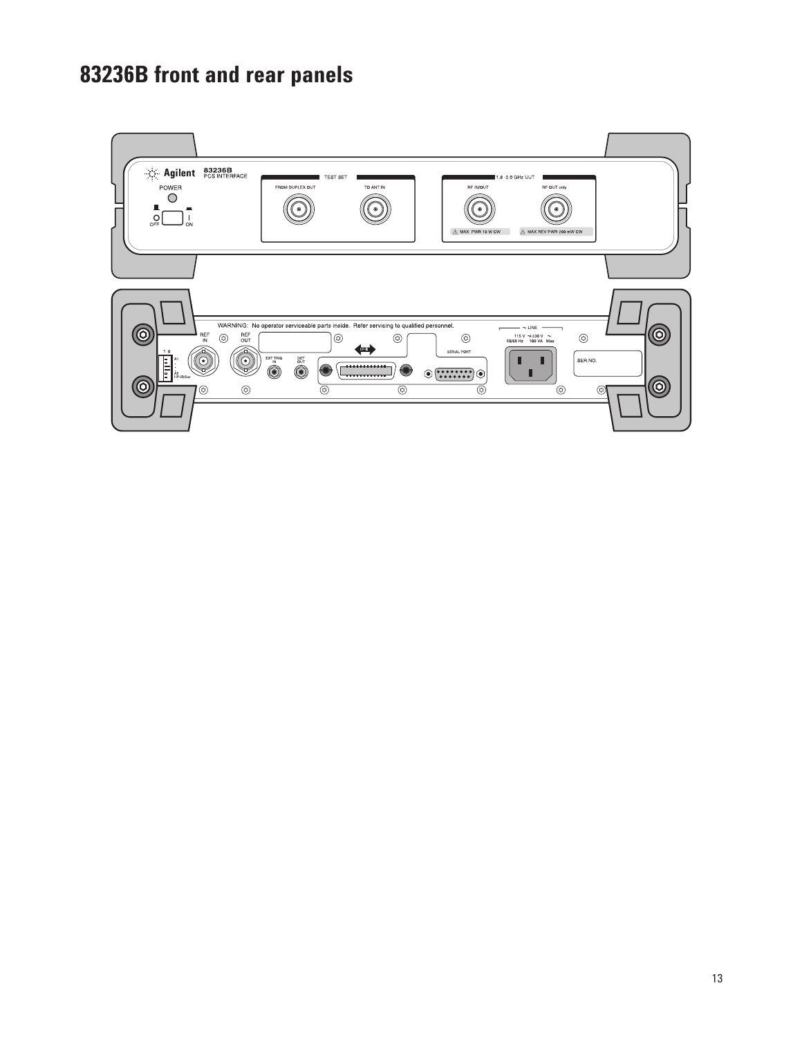# 83236B front and rear panels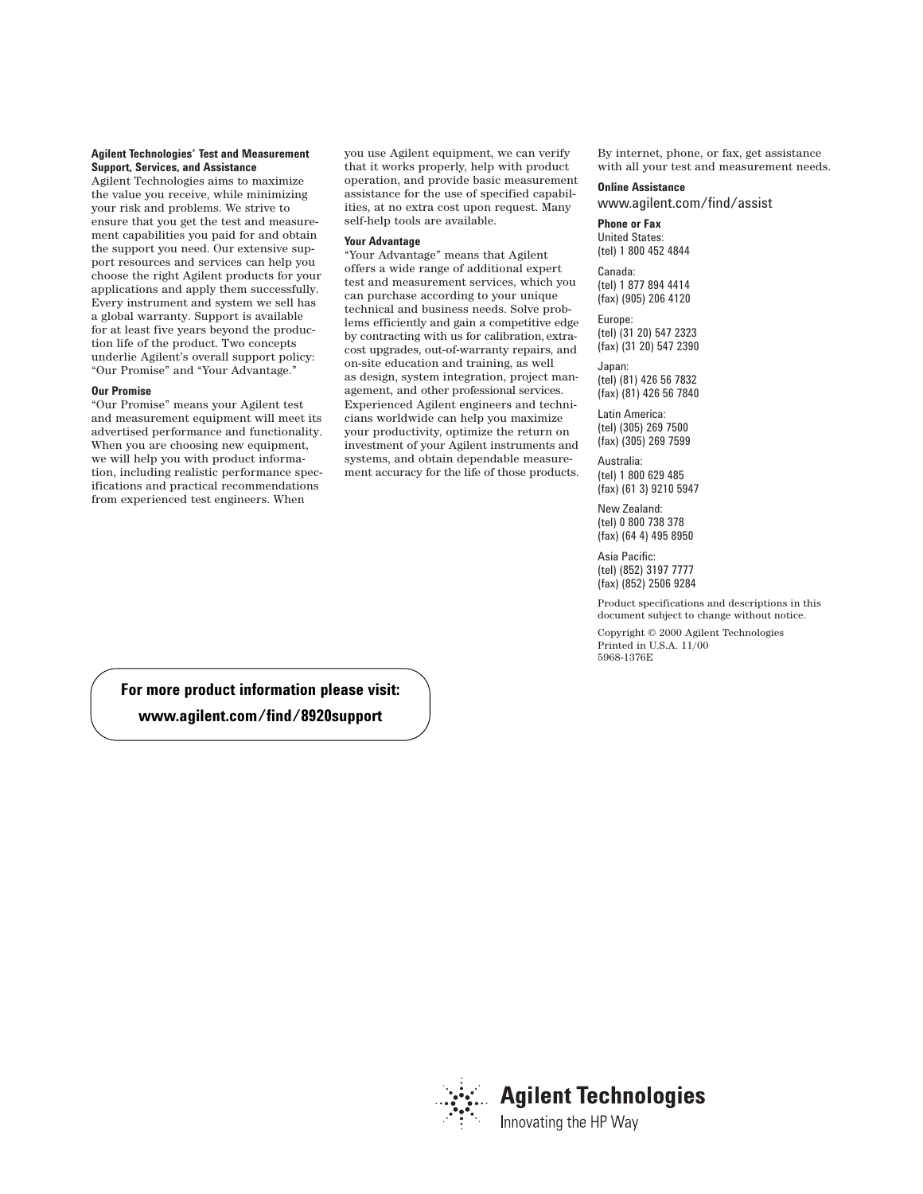**Agilent Technologies' Test and Measurement Support, Services, and Assistance**

Agilent Technologies aims to maximize the value you receive, while minimizing your risk and problems. We strive to ensure that you get the test and measurement capabilities you paid for and obtain the support you need. Our extensive support resources and services can help you choose the right Agilent products for your applications and apply them successfully. Every instrument and system we sell has a global warranty. Support is available for at least five years beyond the production life of the product. Two concepts underlie Agilent's overall support policy: "Our Promise" and "Your Advantage."

**Our Promise**

"Our Promise" means your Agilent test and measurement equipment will meet its advertised performance and functionality. When you are choosing new equipment, we will help you with product information, including realistic performance specifications and practical recommendations from experienced test engineers. When you use Agilent equipment, we can verify that it works properly, help with product operation, and provide basic measurement assistance for the use of specified capabilities, at no extra cost upon request. Many self-help tools are available.

**Your Advantage**

"Your Advantage" means that Agilent offers a wide range of additional expert test and measurement services, which you can purchase according to your unique technical and business needs. Solve problems efficiently and gain a competitive edge by contracting with us for calibration, extra-cost upgrades, out-of-warranty repairs, and on-site education and training, as well as design, system integration, project management, and other professional services. Experienced Agilent engineers and technicians worldwide can help you maximize your productivity, optimize the return on investment of your Agilent instruments and systems, and obtain dependable measurement accuracy for the life of those products.

By internet, phone, or fax, get assistance with all your test and measurement needs.

**Online Assistance**

www.agilent.com/find/assist

**Phone or Fax**

United States:
(tel) 1 800 452 4844

Canada:
(tel) 1 877 894 4414
(fax) (905) 206 4120

Europe:
(tel) (31 20) 547 2323
(fax) (31 20) 547 2390

Japan:
(tel) (81) 426 56 7832
(fax) (81) 426 56 7840

Latin America:
(tel) (305) 269 7500
(fax) (305) 269 7599

Australia:
(tel) 1 800 629 485
(fax) (61 3) 9210 5947

New Zealand:
(tel) 0 800 738 378
(fax) (64 4) 495 8950

Asia Pacific:
(tel) (852) 3197 7777
(fax) (852) 2506 9284

Product specifications and descriptions in this document subject to change without notice.

Copyright © 2000 Agilent Technologies
Printed in U.S.A. 11/00
5968-1376E

**For more product information please visit:**

**www.agilent.com/find/8920support**

**Agilent Technologies**
Innovating the HP Way